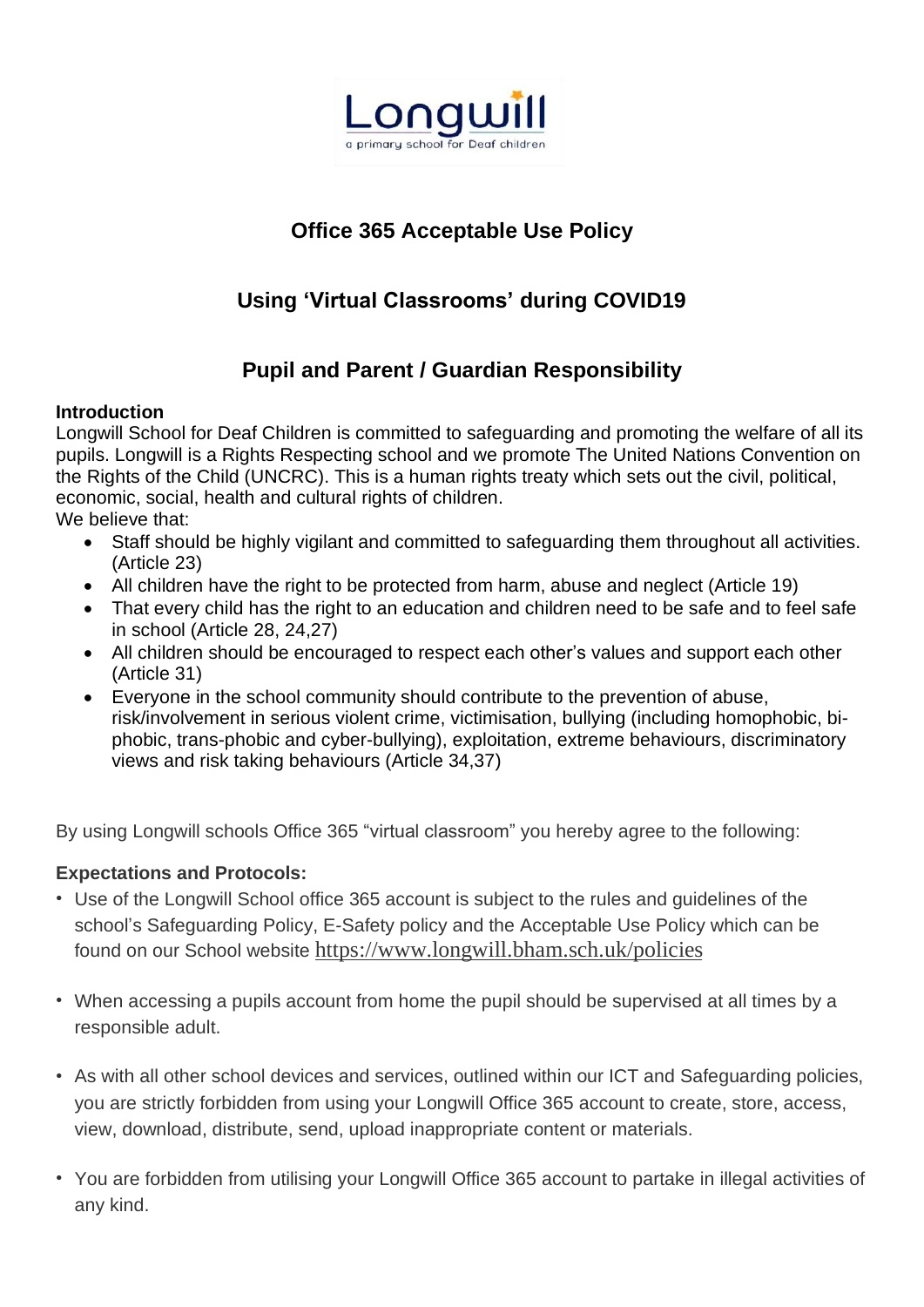Longwill

a primary school for Deaf children

# Office 365 Acceptable Use Policy

## Using 'Virtual Classrooms' during COVID19

## Pupil and Parent / Guardian Responsibility

**Introduction**

Longwill School for Deaf Children is committed to safeguarding and promoting the welfare of all its pupils. Longwill is a Rights Respecting school and we promote The United Nations Convention on the Rights of the Child (UNCRC). This is a human rights treaty which sets out the civil, political, economic, social, health and cultural rights of children.

We believe that:

- Staff should be highly vigilant and committed to safeguarding them throughout all activities. (Article 23)
- All children have the right to be protected from harm, abuse and neglect (Article 19)
- That every child has the right to an education and children need to be safe and to feel safe in school (Article 28, 24,27)
- All children should be encouraged to respect each other's values and support each other (Article 31)
- Everyone in the school community should contribute to the prevention of abuse, risk/involvement in serious violent crime, victimisation, bullying (including homophobic, bi-phobic, trans-phobic and cyber-bullying), exploitation, extreme behaviours, discriminatory views and risk taking behaviours (Article 34,37)

By using Longwill schools Office 365 "virtual classroom" you hereby agree to the following:

**Expectations and Protocols:**

- Use of the Longwill School office 365 account is subject to the rules and guidelines of the school's Safeguarding Policy, E-Safety policy and the Acceptable Use Policy which can be found on our School website https://www.longwill.bham.sch.uk/policies
- When accessing a pupils account from home the pupil should be supervised at all times by a responsible adult.
- As with all other school devices and services, outlined within our ICT and Safeguarding policies, you are strictly forbidden from using your Longwill Office 365 account to create, store, access, view, download, distribute, send, upload inappropriate content or materials.
- You are forbidden from utilising your Longwill Office 365 account to partake in illegal activities of any kind.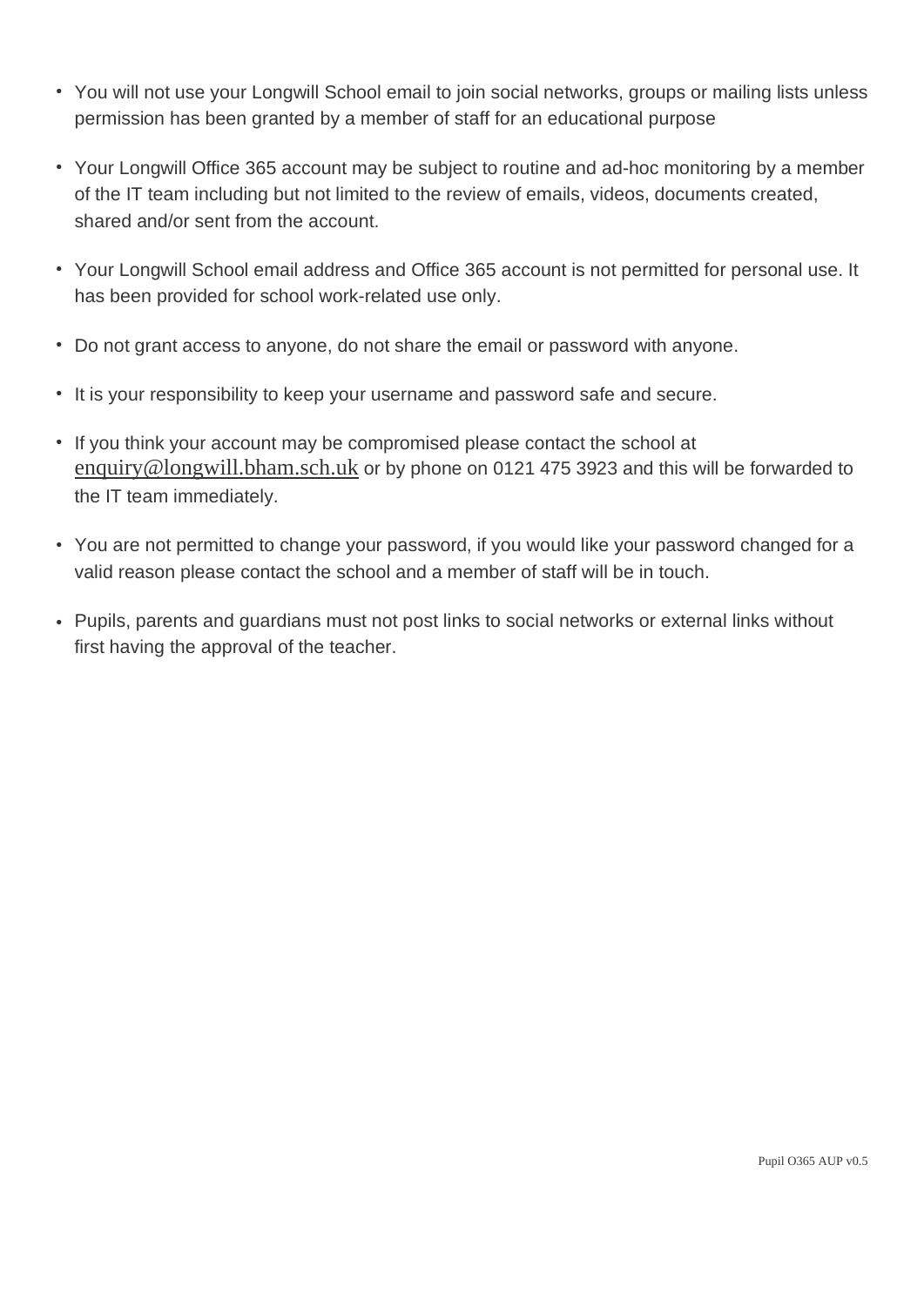- You will not use your Longwill School email to join social networks, groups or mailing lists unless permission has been granted by a member of staff for an educational purpose
- Your Longwill Office 365 account may be subject to routine and ad-hoc monitoring by a member of the IT team including but not limited to the review of emails, videos, documents created, shared and/or sent from the account.
- Your Longwill School email address and Office 365 account is not permitted for personal use. It has been provided for school work-related use only.
- Do not grant access to anyone, do not share the email or password with anyone.
- It is your responsibility to keep your username and password safe and secure.
- If you think your account may be compromised please contact the school at enquiry@longwill.bham.sch.uk or by phone on 0121 475 3923 and this will be forwarded to the IT team immediately.
- You are not permitted to change your password, if you would like your password changed for a valid reason please contact the school and a member of staff will be in touch.
- Pupils, parents and guardians must not post links to social networks or external links without first having the approval of the teacher.

Pupil O365 AUP v0.5